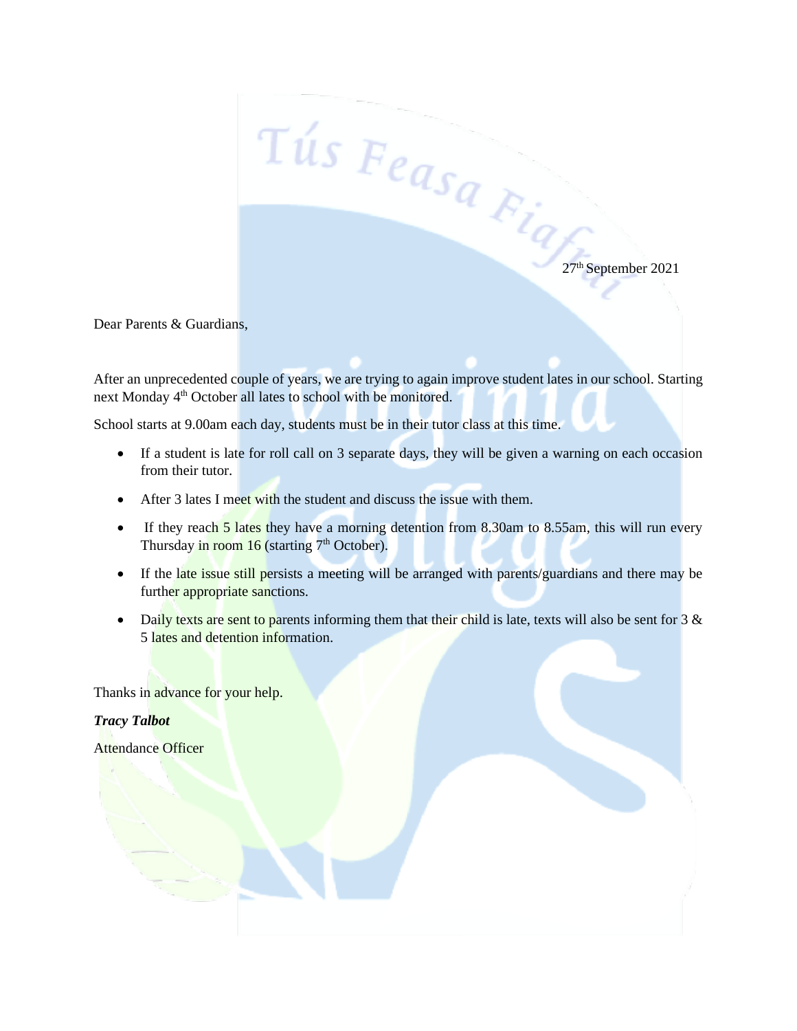27th September 2021

Dear Parents & Guardians,

After an unprecedented couple of years, we are trying to again improve student lates in our school. Starting next Monday 4th October all lates to school with be monitored.

School starts at 9.00am each day, students must be in their tutor class at this time.

- If a student is late for roll call on 3 separate days, they will be given a warning on each occasion from their tutor.
- After 3 lates I meet with the student and discuss the issue with them.
- If they reach 5 lates they have a morning detention from 8.30am to 8.55am, this will run every Thursday in room 16 (starting 7th October).
- If the late issue still persists a meeting will be arranged with parents/guardians and there may be further appropriate sanctions.
- Daily texts are sent to parents informing them that their child is late, texts will also be sent for 3 & 5 lates and detention information.

Thanks in advance for your help.

***Tracy Talbot***

Attendance Officer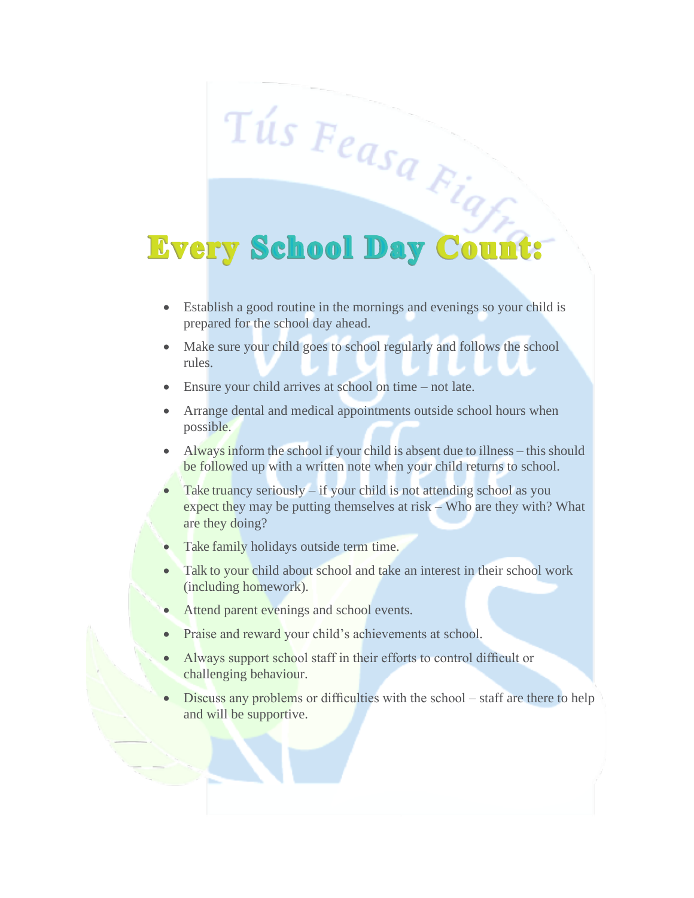# Every School Day Count:

- Establish a good routine in the mornings and evenings so your child is prepared for the school day ahead.
- Make sure your child goes to school regularly and follows the school rules.
- Ensure your child arrives at school on time – not late.
- Arrange dental and medical appointments outside school hours when possible.
- Always inform the school if your child is absent due to illness – this should be followed up with a written note when your child returns to school.
- Take truancy seriously – if your child is not attending school as you expect they may be putting themselves at risk – Who are they with? What are they doing?
- Take family holidays outside term time.
- Talk to your child about school and take an interest in their school work (including homework).
- Attend parent evenings and school events.
- Praise and reward your child's achievements at school.
- Always support school staff in their efforts to control difficult or challenging behaviour.
- Discuss any problems or difficulties with the school – staff are there to help and will be supportive.